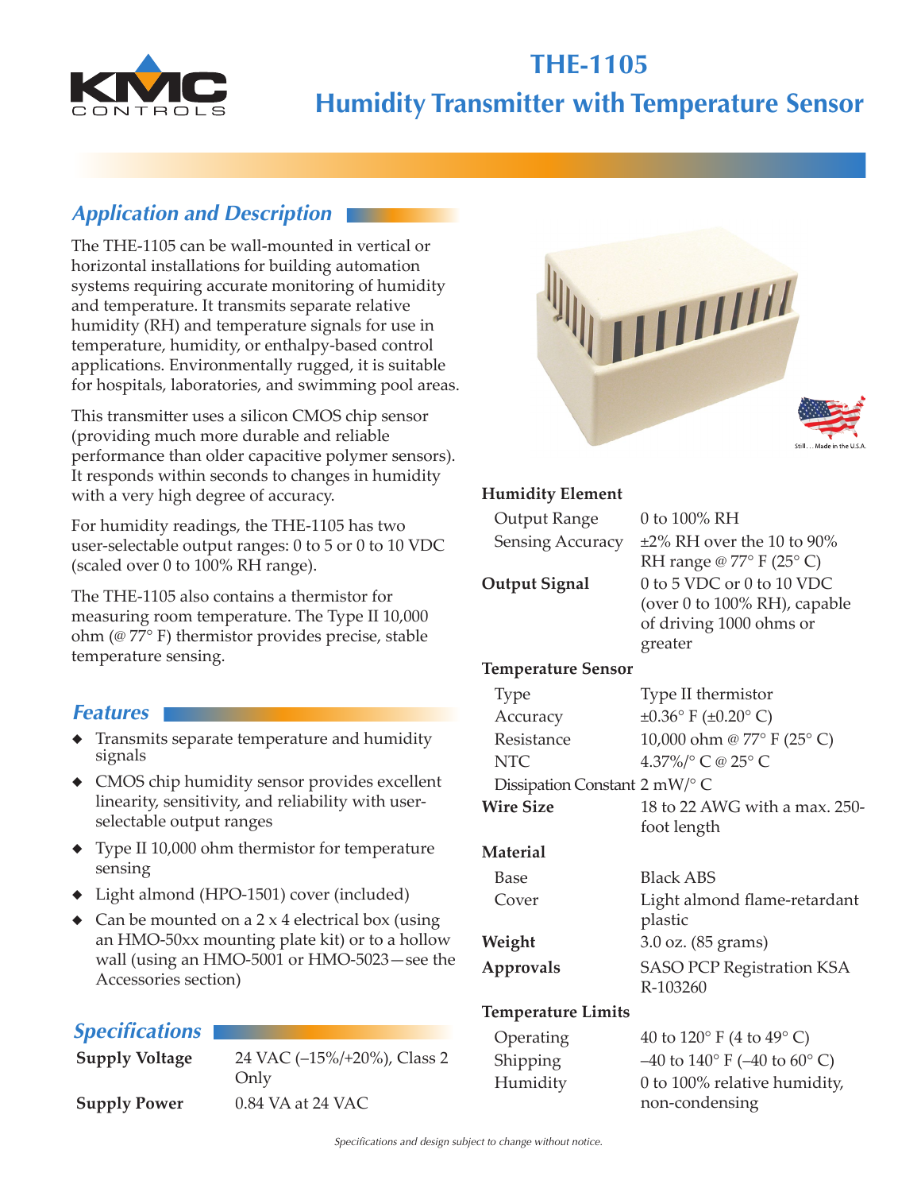# THE-1105

# Humidity Transmitter with Temperature Sensor

## *Application and Description*

The THE-1105 can be wall-mounted in vertical or horizontal installations for building automation systems requiring accurate monitoring of humidity and temperature. It transmits separate relative humidity (RH) and temperature signals for use in temperature, humidity, or enthalpy-based control applications. Environmentally rugged, it is suitable for hospitals, laboratories, and swimming pool areas.

This transmitter uses a silicon CMOS chip sensor (providing much more durable and reliable performance than older capacitive polymer sensors). It responds within seconds to changes in humidity with a very high degree of accuracy.

For humidity readings, the THE-1105 has two user-selectable output ranges: 0 to 5 or 0 to 10 VDC (scaled over 0 to 100% RH range).

The THE-1105 also contains a thermistor for measuring room temperature. The Type II 10,000 ohm (@ 77° F) thermistor provides precise, stable temperature sensing.

## *Features*

- Transmits separate temperature and humidity signals
- CMOS chip humidity sensor provides excellent linearity, sensitivity, and reliability with user-selectable output ranges
- Type II 10,000 ohm thermistor for temperature sensing
- Light almond (HPO-1501) cover (included)
- Can be mounted on a 2 x 4 electrical box (using an HMO-50xx mounting plate kit) or to a hollow wall (using an HMO-5001 or HMO-5023—see the Accessories section)

## *Specifications*

**Supply Voltage** — 24 VAC (–15%/+20%), Class 2 Only

**Supply Power** — 0.84 VA at 24 VAC

Still. . . Made in the U.S.A.

**Humidity Element**

| | |
|---|---|
| Output Range | 0 to 100% RH |
| Sensing Accuracy | ±2% RH over the 10 to 90% RH range @ 77° F (25° C) |

**Output Signal** — 0 to 5 VDC or 0 to 10 VDC (over 0 to 100% RH), capable of driving 1000 ohms or greater

**Temperature Sensor**

| | |
|---|---|
| Type | Type II thermistor |
| Accuracy | ±0.36° F (±0.20° C) |
| Resistance | 10,000 ohm @ 77° F (25° C) |
| NTC | 4.37%/° C @ 25° C |
| Dissipation Constant | 2 mW/° C |

**Wire Size** — 18 to 22 AWG with a max. 250-foot length

**Material**

| | |
|---|---|
| Base | Black ABS |
| Cover | Light almond flame-retardant plastic |

**Weight** — 3.0 oz. (85 grams)

**Approvals** — SASO PCP Registration KSA R-103260

**Temperature Limits**

| | |
|---|---|
| Operating | 40 to 120° F (4 to 49° C) |
| Shipping | –40 to 140° F (–40 to 60° C) |
| Humidity | 0 to 100% relative humidity, non-condensing |

*Specifications and design subject to change without notice.*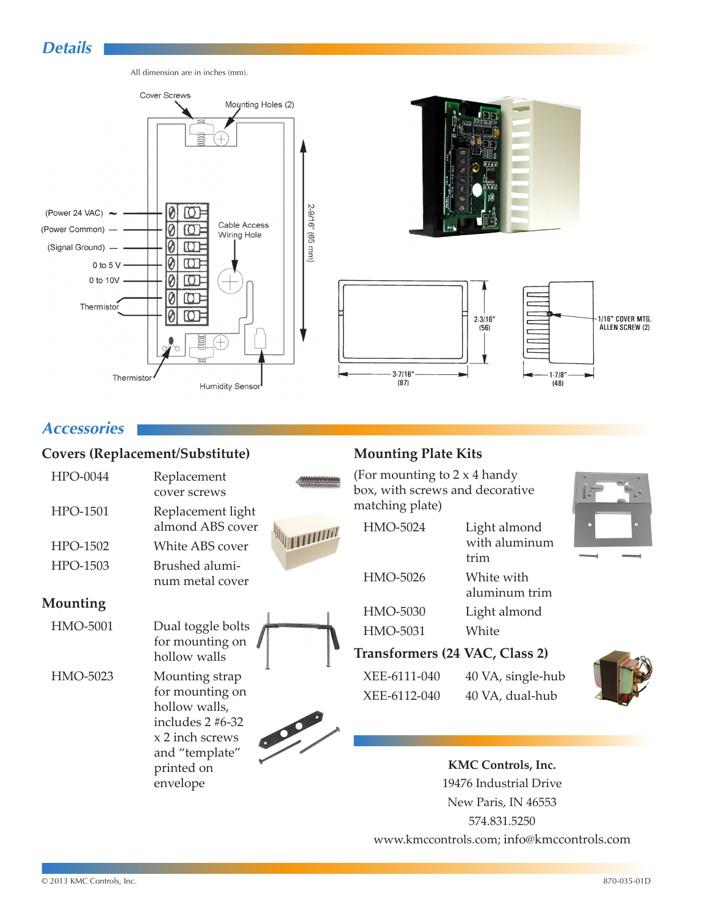## Details

All dimension are in inches (mm).

Cover Screws

Mounting Holes (2)

(Power 24 VAC) ~

(Power Common) —

(Signal Ground) —

0 to 5 V

0 to 10V

Thermistor

Cable Access Wiring Hole

2-9/16" (65 mm)

Thermistor

Humidity Sensor

2-3/16" (56)

3-7/16" (87)

1/16" COVER MTG. ALLEN SCREW (2)

1-7/8" (48)

## Accessories

### Covers (Replacement/Substitute)

| | |
|---|---|
| HPO-0044 | Replacement cover screws |
| HPO-1501 | Replacement light almond ABS cover |
| HPO-1502 | White ABS cover |
| HPO-1503 | Brushed aluminum metal cover |

### Mounting

| | |
|---|---|
| HMO-5001 | Dual toggle bolts for mounting on hollow walls |
| HMO-5023 | Mounting strap for mounting on hollow walls, includes 2 #6-32 x 2 inch screws and "template" printed on envelope |

### Mounting Plate Kits

(For mounting to 2 x 4 handy box, with screws and decorative matching plate)

| | |
|---|---|
| HMO-5024 | Light almond with aluminum trim |
| HMO-5026 | White with aluminum trim |
| HMO-5030 | Light almond |
| HMO-5031 | White |

### Transformers (24 VAC, Class 2)

| | |
|---|---|
| XEE-6111-040 | 40 VA, single-hub |
| XEE-6112-040 | 40 VA, dual-hub |

**KMC Controls, Inc.**
19476 Industrial Drive
New Paris, IN 46553
574.831.5250
www.kmccontrols.com; info@kmccontrols.com

© 2013 KMC Controls, Inc.

870-035-01D